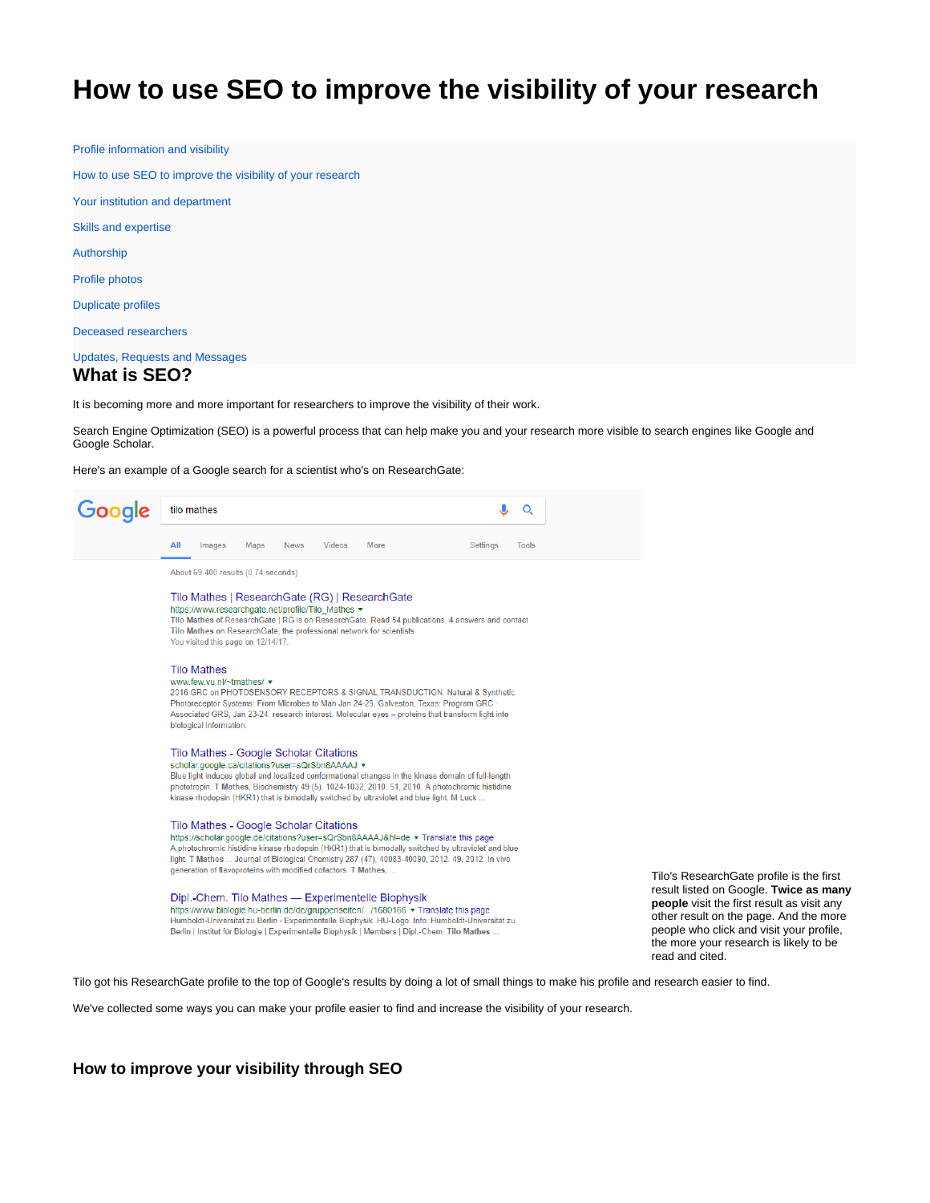# How to use SEO to improve the visibility of your research

- Profile information and visibility
- How to use SEO to improve the visibility of your research
- Your institution and department
- Skills and expertise
- Authorship
- Profile photos
- Duplicate profiles
- Deceased researchers
- Updates, Requests and Messages

## What is SEO?

It is becoming more and more important for researchers to improve the visibility of their work.

Search Engine Optimization (SEO) is a powerful process that can help make you and your research more visible to search engines like Google and Google Scholar.

Here's an example of a Google search for a scientist who's on ResearchGate:

Tilo's ResearchGate profile is the first result listed on Google. **Twice as many people** visit the first result as visit any other result on the page. And the more people who click and visit your profile, the more your research is likely to be read and cited.

Tilo got his ResearchGate profile to the top of Google's results by doing a lot of small things to make his profile and research easier to find.

We've collected some ways you can make your profile easier to find and increase the visibility of your research.

### How to improve your visibility through SEO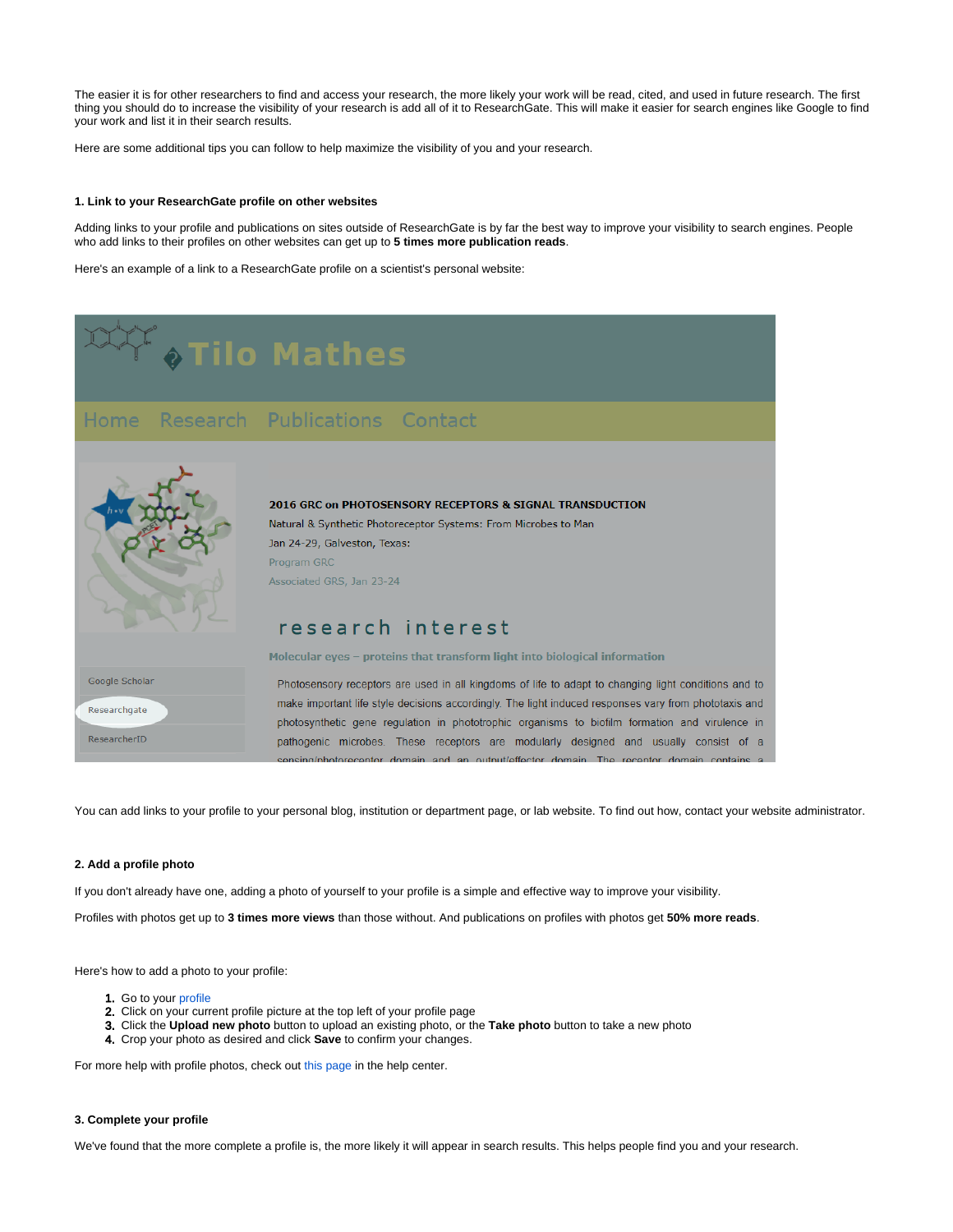The easier it is for other researchers to find and access your research, the more likely your work will be read, cited, and used in future research. The first thing you should do to increase the visibility of your research is add all of it to ResearchGate. This will make it easier for search engines like Google to find your work and list it in their search results.

Here are some additional tips you can follow to help maximize the visibility of you and your research.

#### 1. Link to your ResearchGate profile on other websites

Adding links to your profile and publications on sites outside of ResearchGate is by far the best way to improve your visibility to search engines. People who add links to their profiles on other websites can get up to **5 times more publication reads**.

Here's an example of a link to a ResearchGate profile on a scientist's personal website:

You can add links to your profile to your personal blog, institution or department page, or lab website. To find out how, contact your website administrator.

#### 2. Add a profile photo

If you don't already have one, adding a photo of yourself to your profile is a simple and effective way to improve your visibility.

Profiles with photos get up to **3 times more views** than those without. And publications on profiles with photos get **50% more reads**.

Here's how to add a photo to your profile:

1. Go to your profile
2. Click on your current profile picture at the top left of your profile page
3. Click the **Upload new photo** button to upload an existing photo, or the **Take photo** button to take a new photo
4. Crop your photo as desired and click **Save** to confirm your changes.

For more help with profile photos, check out this page in the help center.

#### 3. Complete your profile

We've found that the more complete a profile is, the more likely it will appear in search results. This helps people find you and your research.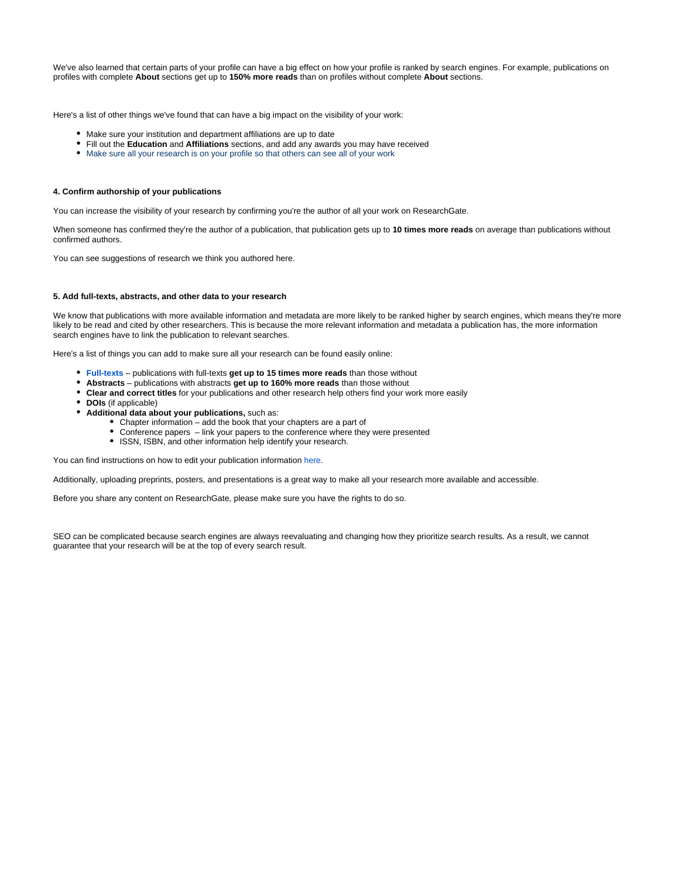We've also learned that certain parts of your profile can have a big effect on how your profile is ranked by search engines. For example, publications on profiles with complete **About** sections get up to **150% more reads** than on profiles without complete **About** sections.

Here's a list of other things we've found that can have a big impact on the visibility of your work:

- Make sure your institution and department affiliations are up to date
- Fill out the **Education** and **Affiliations** sections, and add any awards you may have received
- Make sure all your research is on your profile so that others can see all of your work

#### 4. Confirm authorship of your publications

You can increase the visibility of your research by confirming you're the author of all your work on ResearchGate.

When someone has confirmed they're the author of a publication, that publication gets up to **10 times more reads** on average than publications without confirmed authors.

You can see suggestions of research we think you authored here.

#### 5. Add full-texts, abstracts, and other data to your research

We know that publications with more available information and metadata are more likely to be ranked higher by search engines, which means they're more likely to be read and cited by other researchers. This is because the more relevant information and metadata a publication has, the more information search engines have to link the publication to relevant searches.

Here's a list of things you can add to make sure all your research can be found easily online:

- **Full-texts** – publications with full-texts **get up to 15 times more reads** than those without
- **Abstracts** – publications with abstracts **get up to 160% more reads** than those without
- **Clear and correct titles** for your publications and other research help others find your work more easily
- **DOIs** (if applicable)
- **Additional data about your publications,** such as:
  - Chapter information – add the book that your chapters are a part of
  - Conference papers – link your papers to the conference where they were presented
  - ISSN, ISBN, and other information help identify your research.

You can find instructions on how to edit your publication information here.

Additionally, uploading preprints, posters, and presentations is a great way to make all your research more available and accessible.

Before you share any content on ResearchGate, please make sure you have the rights to do so.

SEO can be complicated because search engines are always reevaluating and changing how they prioritize search results. As a result, we cannot guarantee that your research will be at the top of every search result.